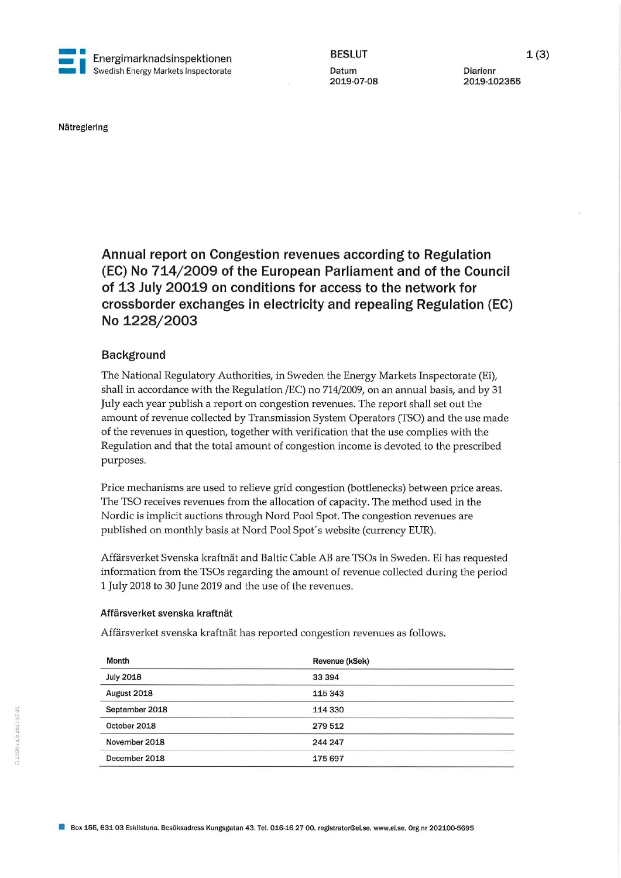Energimarknadsinspektionen
Swedish Energy Markets Inspectorate

BESLUT

Datum
2019-07-08

Diarienr
2019-102355

Nätreglering

# Annual report on Congestion revenues according to Regulation (EC) No 714/2009 of the European Parliament and of the Council of 13 July 20019 on conditions for access to the network for crossborder exchanges in electricity and repealing Regulation (EC) No 1228/2003

## Background

The National Regulatory Authorities, in Sweden the Energy Markets Inspectorate (Ei), shall in accordance with the Regulation /EC) no 714/2009, on an annual basis, and by 31 July each year publish a report on congestion revenues. The report shall set out the amount of revenue collected by Transmission System Operators (TSO) and the use made of the revenues in question, together with verification that the use complies with the Regulation and that the total amount of congestion income is devoted to the prescribed purposes.

Price mechanisms are used to relieve grid congestion (bottlenecks) between price areas. The TSO receives revenues from the allocation of capacity. The method used in the Nordic is implicit auctions through Nord Pool Spot. The congestion revenues are published on monthly basis at Nord Pool Spot´s website (currency EUR).

Affärsverket Svenska kraftnät and Baltic Cable AB are TSOs in Sweden. Ei has requested information from the TSOs regarding the amount of revenue collected during the period 1 July 2018 to 30 June 2019 and the use of the revenues.

### Affärsverket svenska kraftnät

Affärsverket svenska kraftnät has reported congestion revenues as follows.

| Month | Revenue (kSek) |
|---|---|
| July 2018 | 33 394 |
| August 2018 | 115 343 |
| September 2018 | 114 330 |
| October 2018 | 279 512 |
| November 2018 | 244 247 |
| December 2018 | 175 697 |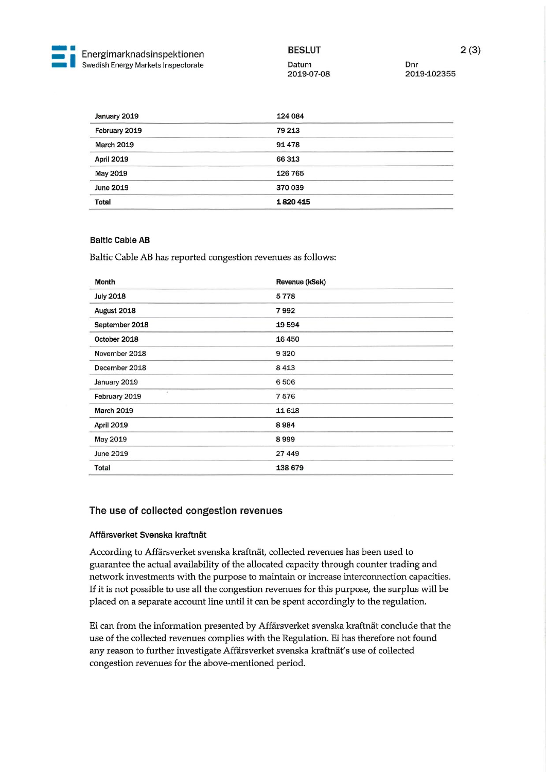| | |
|---|---|
| January 2019 | 124 084 |
| February 2019 | 79 213 |
| March 2019 | 91 478 |
| April 2019 | 66 313 |
| May 2019 | 126 765 |
| June 2019 | 370 039 |
| **Total** | **1 820 415** |

### Baltic Cable AB

Baltic Cable AB has reported congestion revenues as follows:

| Month | Revenue (kSek) |
|---|---|
| July 2018 | 5 778 |
| August 2018 | 7 992 |
| September 2018 | 19 594 |
| October 2018 | 16 450 |
| November 2018 | 9 320 |
| December 2018 | 8 413 |
| January 2019 | 6 506 |
| February 2019 | 7 576 |
| March 2019 | 11 618 |
| April 2019 | 8 984 |
| May 2019 | 8 999 |
| June 2019 | 27 449 |
| Total | 138 679 |

## The use of collected congestion revenues

### Affärsverket Svenska kraftnät

According to Affärsverket svenska kraftnät, collected revenues has been used to guarantee the actual availability of the allocated capacity through counter trading and network investments with the purpose to maintain or increase interconnection capacities. If it is not possible to use all the congestion revenues for this purpose, the surplus will be placed on a separate account line until it can be spent accordingly to the regulation.

Ei can from the information presented by Affärsverket svenska kraftnät conclude that the use of the collected revenues complies with the Regulation. Ei has therefore not found any reason to further investigate Affärsverket svenska kraftnät's use of collected congestion revenues for the above-mentioned period.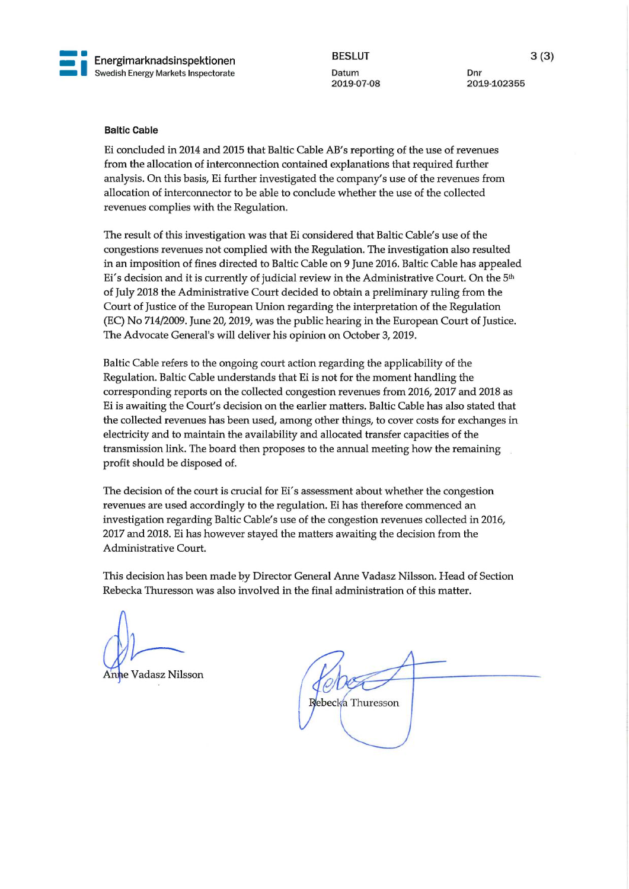### Baltic Cable

Ei concluded in 2014 and 2015 that Baltic Cable AB's reporting of the use of revenues from the allocation of interconnection contained explanations that required further analysis. On this basis, Ei further investigated the company's use of the revenues from allocation of interconnector to be able to conclude whether the use of the collected revenues complies with the Regulation.

The result of this investigation was that Ei considered that Baltic Cable's use of the congestions revenues not complied with the Regulation. The investigation also resulted in an imposition of fines directed to Baltic Cable on 9 June 2016. Baltic Cable has appealed Ei's decision and it is currently of judicial review in the Administrative Court. On the 5th of July 2018 the Administrative Court decided to obtain a preliminary ruling from the Court of Justice of the European Union regarding the interpretation of the Regulation (EC) No 714/2009. June 20, 2019, was the public hearing in the European Court of Justice. The Advocate General's will deliver his opinion on October 3, 2019.

Baltic Cable refers to the ongoing court action regarding the applicability of the Regulation. Baltic Cable understands that Ei is not for the moment handling the corresponding reports on the collected congestion revenues from 2016, 2017 and 2018 as Ei is awaiting the Court's decision on the earlier matters. Baltic Cable has also stated that the collected revenues has been used, among other things, to cover costs for exchanges in electricity and to maintain the availability and allocated transfer capacities of the transmission link. The board then proposes to the annual meeting how the remaining profit should be disposed of.

The decision of the court is crucial for Ei´s assessment about whether the congestion revenues are used accordingly to the regulation. Ei has therefore commenced an investigation regarding Baltic Cable's use of the congestion revenues collected in 2016, 2017 and 2018. Ei has however stayed the matters awaiting the decision from the Administrative Court.

This decision has been made by Director General Anne Vadasz Nilsson. Head of Section Rebecka Thuresson was also involved in the final administration of this matter.

Anne Vadasz Nilsson

Rebecka Thuresson